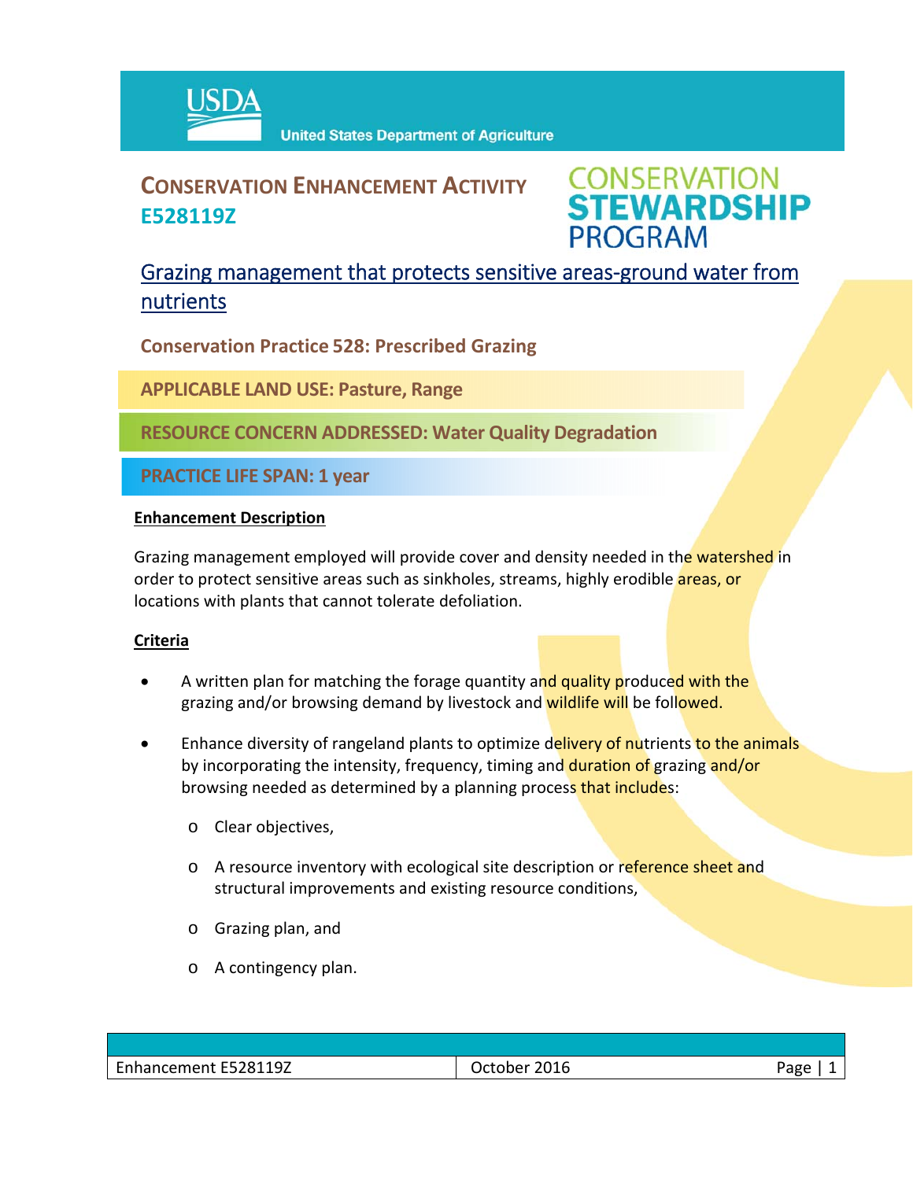USDA United States Department of Agriculture

# CONSERVATION ENHANCEMENT ACTIVITY E528119Z

CONSERVATION STEWARDSHIP PROGRAM

## Grazing management that protects sensitive areas-ground water from nutrients

**Conservation Practice 528: Prescribed Grazing**

**APPLICABLE LAND USE: Pasture, Range**

**RESOURCE CONCERN ADDRESSED: Water Quality Degradation**

**PRACTICE LIFE SPAN: 1 year**

### Enhancement Description

Grazing management employed will provide cover and density needed in the watershed in order to protect sensitive areas such as sinkholes, streams, highly erodible areas, or locations with plants that cannot tolerate defoliation.

### Criteria

- A written plan for matching the forage quantity and quality produced with the grazing and/or browsing demand by livestock and wildlife will be followed.
- Enhance diversity of rangeland plants to optimize delivery of nutrients to the animals by incorporating the intensity, frequency, timing and duration of grazing and/or browsing needed as determined by a planning process that includes:
  - Clear objectives,
  - A resource inventory with ecological site description or reference sheet and structural improvements and existing resource conditions,
  - Grazing plan, and
  - A contingency plan.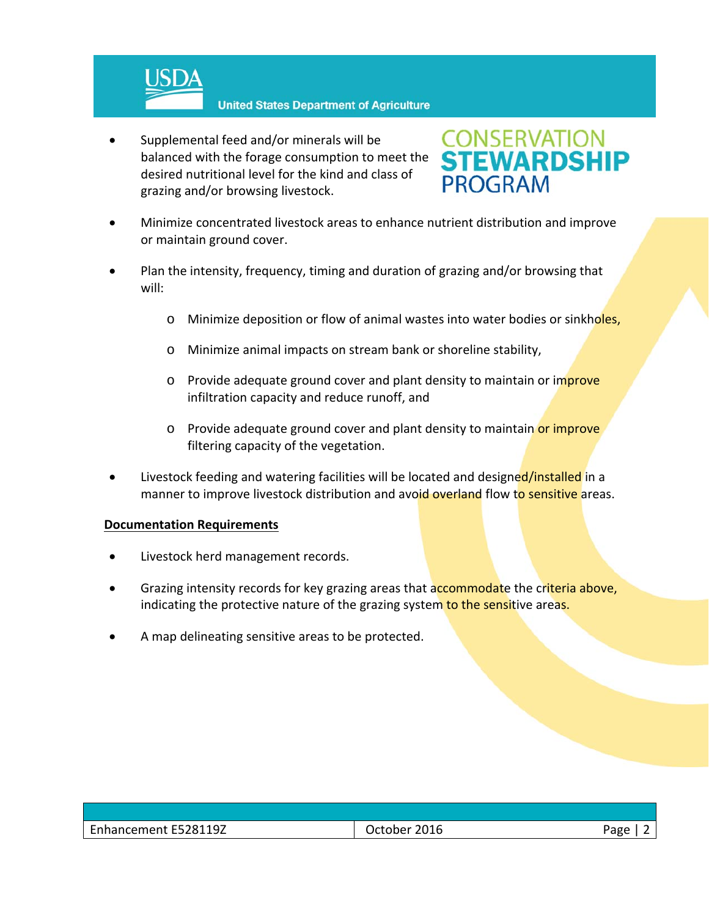- Supplemental feed and/or minerals will be balanced with the forage consumption to meet the desired nutritional level for the kind and class of grazing and/or browsing livestock.

- Minimize concentrated livestock areas to enhance nutrient distribution and improve or maintain ground cover.

- Plan the intensity, frequency, timing and duration of grazing and/or browsing that will:

  - Minimize deposition or flow of animal wastes into water bodies or sinkholes,
  - Minimize animal impacts on stream bank or shoreline stability,
  - Provide adequate ground cover and plant density to maintain or improve infiltration capacity and reduce runoff, and
  - Provide adequate ground cover and plant density to maintain or improve filtering capacity of the vegetation.

- Livestock feeding and watering facilities will be located and designed/installed in a manner to improve livestock distribution and avoid overland flow to sensitive areas.

**Documentation Requirements**

- Livestock herd management records.

- Grazing intensity records for key grazing areas that accommodate the criteria above, indicating the protective nature of the grazing system to the sensitive areas.

- A map delineating sensitive areas to be protected.